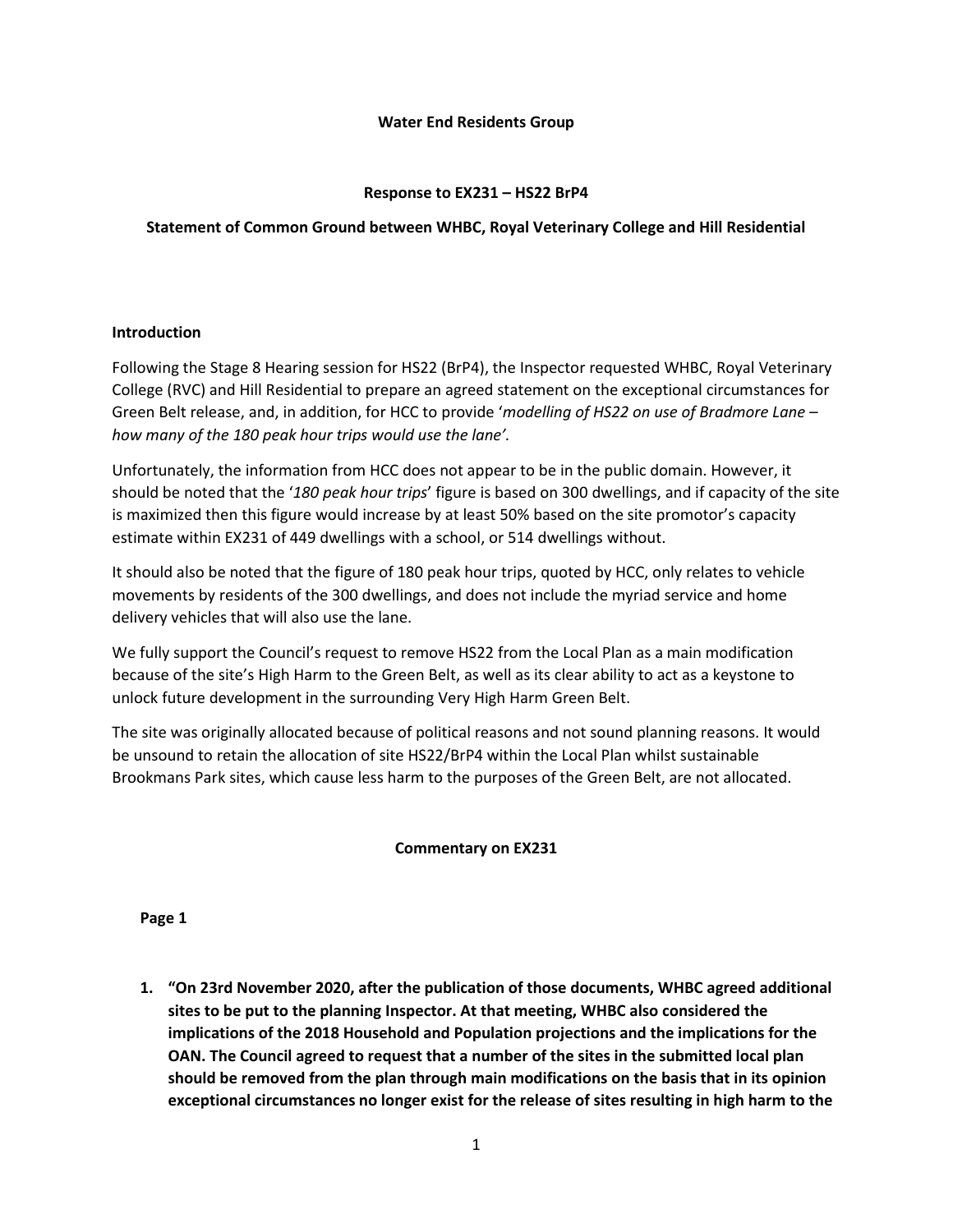**Water End Residents Group**

**Response to EX231 – HS22 BrP4**

**Statement of Common Ground between WHBC, Royal Veterinary College and Hill Residential**

## Introduction

Following the Stage 8 Hearing session for HS22 (BrP4), the Inspector requested WHBC, Royal Veterinary College (RVC) and Hill Residential to prepare an agreed statement on the exceptional circumstances for Green Belt release, and, in addition, for HCC to provide '*modelling of HS22 on use of Bradmore Lane – how many of the 180 peak hour trips would use the lane'.*

Unfortunately, the information from HCC does not appear to be in the public domain. However, it should be noted that the '*180 peak hour trips*' figure is based on 300 dwellings, and if capacity of the site is maximized then this figure would increase by at least 50% based on the site promotor's capacity estimate within EX231 of 449 dwellings with a school, or 514 dwellings without.

It should also be noted that the figure of 180 peak hour trips, quoted by HCC, only relates to vehicle movements by residents of the 300 dwellings, and does not include the myriad service and home delivery vehicles that will also use the lane.

We fully support the Council's request to remove HS22 from the Local Plan as a main modification because of the site's High Harm to the Green Belt, as well as its clear ability to act as a keystone to unlock future development in the surrounding Very High Harm Green Belt.

The site was originally allocated because of political reasons and not sound planning reasons. It would be unsound to retain the allocation of site HS22/BrP4 within the Local Plan whilst sustainable Brookmans Park sites, which cause less harm to the purposes of the Green Belt, are not allocated.

**Commentary on EX231**

**Page 1**

1. **"On 23rd November 2020, after the publication of those documents, WHBC agreed additional sites to be put to the planning Inspector. At that meeting, WHBC also considered the implications of the 2018 Household and Population projections and the implications for the OAN. The Council agreed to request that a number of the sites in the submitted local plan should be removed from the plan through main modifications on the basis that in its opinion exceptional circumstances no longer exist for the release of sites resulting in high harm to the**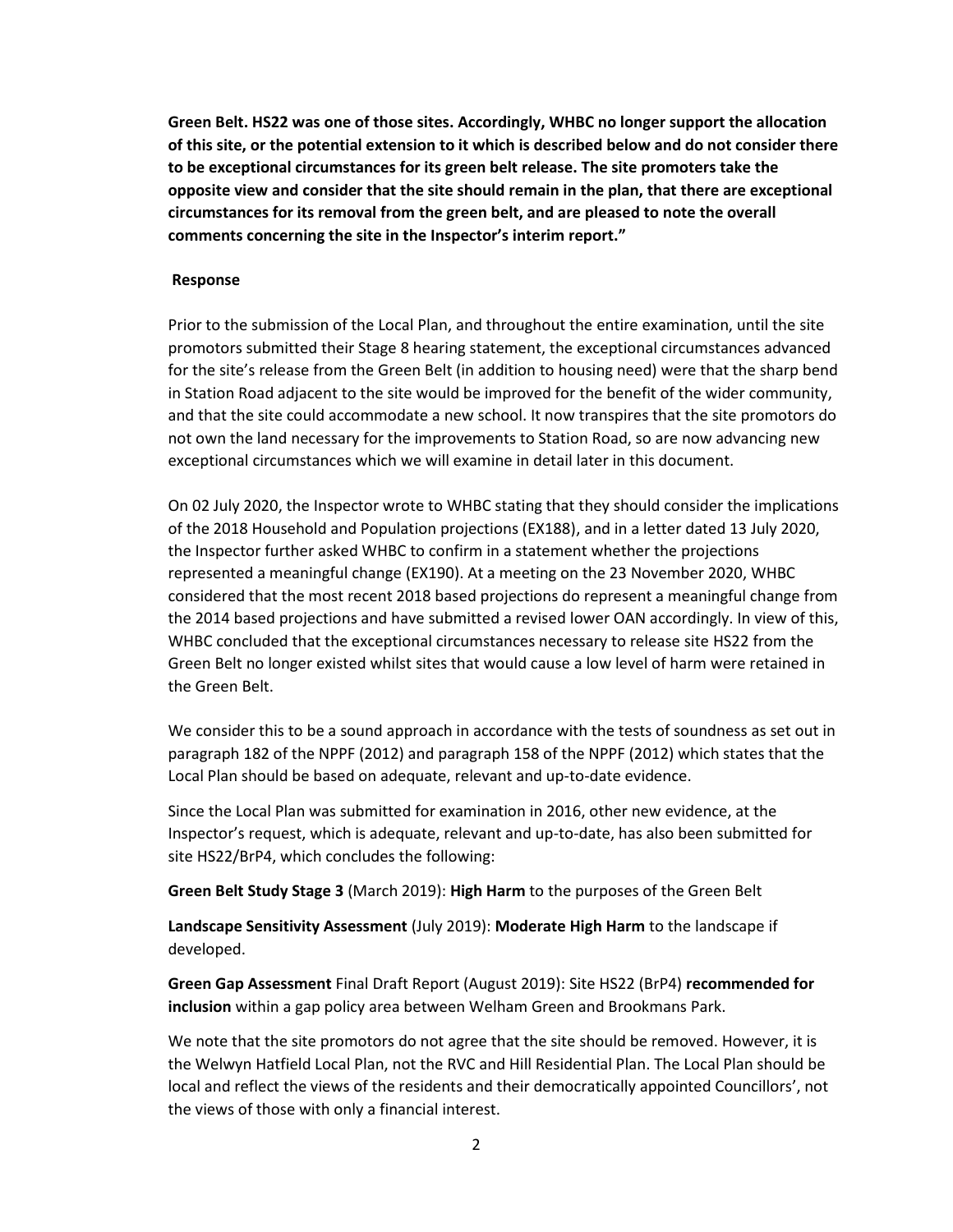**Green Belt. HS22 was one of those sites. Accordingly, WHBC no longer support the allocation of this site, or the potential extension to it which is described below and do not consider there to be exceptional circumstances for its green belt release. The site promoters take the opposite view and consider that the site should remain in the plan, that there are exceptional circumstances for its removal from the green belt, and are pleased to note the overall comments concerning the site in the Inspector's interim report."**

**Response**

Prior to the submission of the Local Plan, and throughout the entire examination, until the site promotors submitted their Stage 8 hearing statement, the exceptional circumstances advanced for the site's release from the Green Belt (in addition to housing need) were that the sharp bend in Station Road adjacent to the site would be improved for the benefit of the wider community, and that the site could accommodate a new school. It now transpires that the site promotors do not own the land necessary for the improvements to Station Road, so are now advancing new exceptional circumstances which we will examine in detail later in this document.

On 02 July 2020, the Inspector wrote to WHBC stating that they should consider the implications of the 2018 Household and Population projections (EX188), and in a letter dated 13 July 2020, the Inspector further asked WHBC to confirm in a statement whether the projections represented a meaningful change (EX190). At a meeting on the 23 November 2020, WHBC considered that the most recent 2018 based projections do represent a meaningful change from the 2014 based projections and have submitted a revised lower OAN accordingly. In view of this, WHBC concluded that the exceptional circumstances necessary to release site HS22 from the Green Belt no longer existed whilst sites that would cause a low level of harm were retained in the Green Belt.

We consider this to be a sound approach in accordance with the tests of soundness as set out in paragraph 182 of the NPPF (2012) and paragraph 158 of the NPPF (2012) which states that the Local Plan should be based on adequate, relevant and up-to-date evidence.

Since the Local Plan was submitted for examination in 2016, other new evidence, at the Inspector's request, which is adequate, relevant and up-to-date, has also been submitted for site HS22/BrP4, which concludes the following:

**Green Belt Study Stage 3** (March 2019): **High Harm** to the purposes of the Green Belt

**Landscape Sensitivity Assessment** (July 2019): **Moderate High Harm** to the landscape if developed.

**Green Gap Assessment** Final Draft Report (August 2019): Site HS22 (BrP4) **recommended for inclusion** within a gap policy area between Welham Green and Brookmans Park.

We note that the site promotors do not agree that the site should be removed. However, it is the Welwyn Hatfield Local Plan, not the RVC and Hill Residential Plan. The Local Plan should be local and reflect the views of the residents and their democratically appointed Councillors', not the views of those with only a financial interest.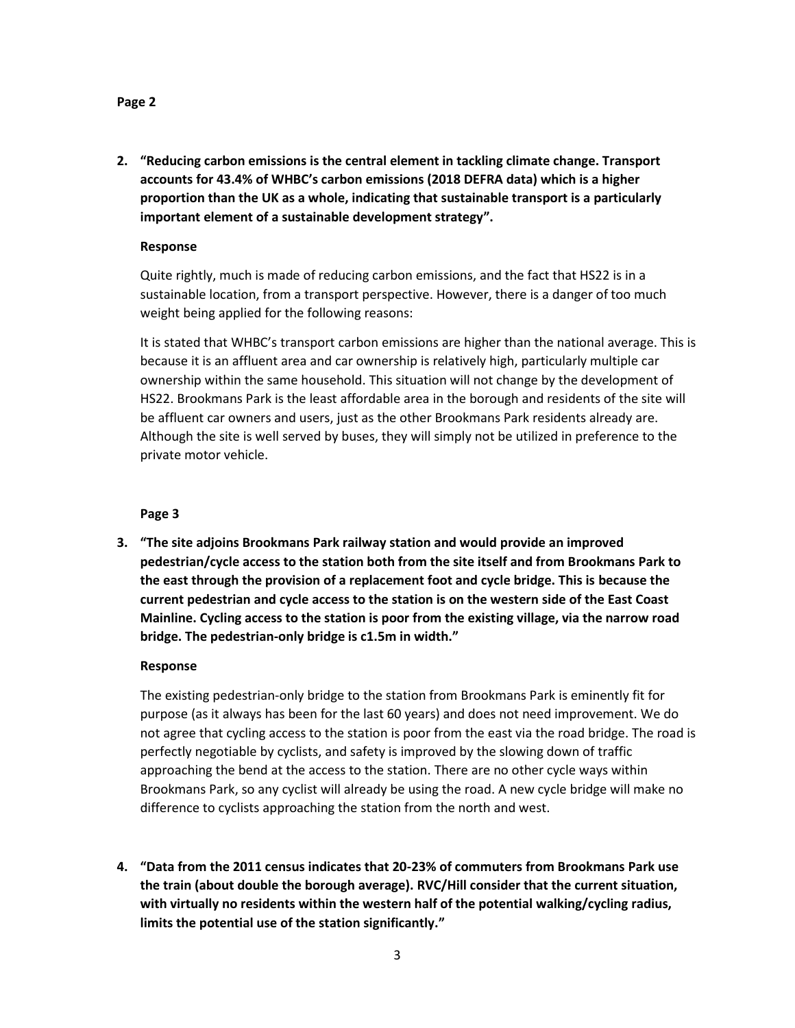**Page 2**

2. **"Reducing carbon emissions is the central element in tackling climate change. Transport accounts for 43.4% of WHBC's carbon emissions (2018 DEFRA data) which is a higher proportion than the UK as a whole, indicating that sustainable transport is a particularly important element of a sustainable development strategy".**

   **Response**

   Quite rightly, much is made of reducing carbon emissions, and the fact that HS22 is in a sustainable location, from a transport perspective. However, there is a danger of too much weight being applied for the following reasons:

   It is stated that WHBC's transport carbon emissions are higher than the national average. This is because it is an affluent area and car ownership is relatively high, particularly multiple car ownership within the same household. This situation will not change by the development of HS22. Brookmans Park is the least affordable area in the borough and residents of the site will be affluent car owners and users, just as the other Brookmans Park residents already are. Although the site is well served by buses, they will simply not be utilized in preference to the private motor vehicle.

**Page 3**

3. **"The site adjoins Brookmans Park railway station and would provide an improved pedestrian/cycle access to the station both from the site itself and from Brookmans Park to the east through the provision of a replacement foot and cycle bridge. This is because the current pedestrian and cycle access to the station is on the western side of the East Coast Mainline. Cycling access to the station is poor from the existing village, via the narrow road bridge. The pedestrian-only bridge is c1.5m in width."**

   **Response**

   The existing pedestrian-only bridge to the station from Brookmans Park is eminently fit for purpose (as it always has been for the last 60 years) and does not need improvement. We do not agree that cycling access to the station is poor from the east via the road bridge. The road is perfectly negotiable by cyclists, and safety is improved by the slowing down of traffic approaching the bend at the access to the station. There are no other cycle ways within Brookmans Park, so any cyclist will already be using the road. A new cycle bridge will make no difference to cyclists approaching the station from the north and west.

4. **"Data from the 2011 census indicates that 20-23% of commuters from Brookmans Park use the train (about double the borough average). RVC/Hill consider that the current situation, with virtually no residents within the western half of the potential walking/cycling radius, limits the potential use of the station significantly."**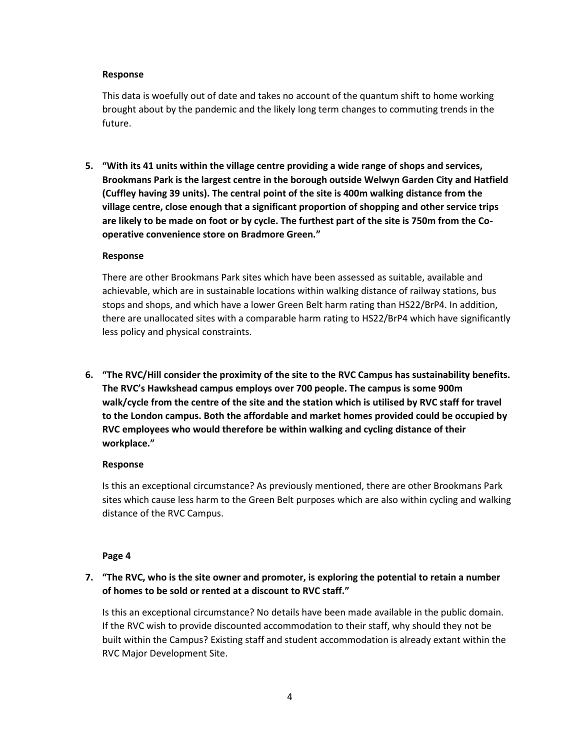**Response**

This data is woefully out of date and takes no account of the quantum shift to home working brought about by the pandemic and the likely long term changes to commuting trends in the future.

5. **"With its 41 units within the village centre providing a wide range of shops and services, Brookmans Park is the largest centre in the borough outside Welwyn Garden City and Hatfield (Cuffley having 39 units). The central point of the site is 400m walking distance from the village centre, close enough that a significant proportion of shopping and other service trips are likely to be made on foot or by cycle. The furthest part of the site is 750m from the Co-operative convenience store on Bradmore Green."**

   **Response**

   There are other Brookmans Park sites which have been assessed as suitable, available and achievable, which are in sustainable locations within walking distance of railway stations, bus stops and shops, and which have a lower Green Belt harm rating than HS22/BrP4. In addition, there are unallocated sites with a comparable harm rating to HS22/BrP4 which have significantly less policy and physical constraints.

6. **"The RVC/Hill consider the proximity of the site to the RVC Campus has sustainability benefits. The RVC's Hawkshead campus employs over 700 people. The campus is some 900m walk/cycle from the centre of the site and the station which is utilised by RVC staff for travel to the London campus. Both the affordable and market homes provided could be occupied by RVC employees who would therefore be within walking and cycling distance of their workplace."**

   **Response**

   Is this an exceptional circumstance? As previously mentioned, there are other Brookmans Park sites which cause less harm to the Green Belt purposes which are also within cycling and walking distance of the RVC Campus.

**Page 4**

7. **"The RVC, who is the site owner and promoter, is exploring the potential to retain a number of homes to be sold or rented at a discount to RVC staff."**

   Is this an exceptional circumstance? No details have been made available in the public domain. If the RVC wish to provide discounted accommodation to their staff, why should they not be built within the Campus? Existing staff and student accommodation is already extant within the RVC Major Development Site.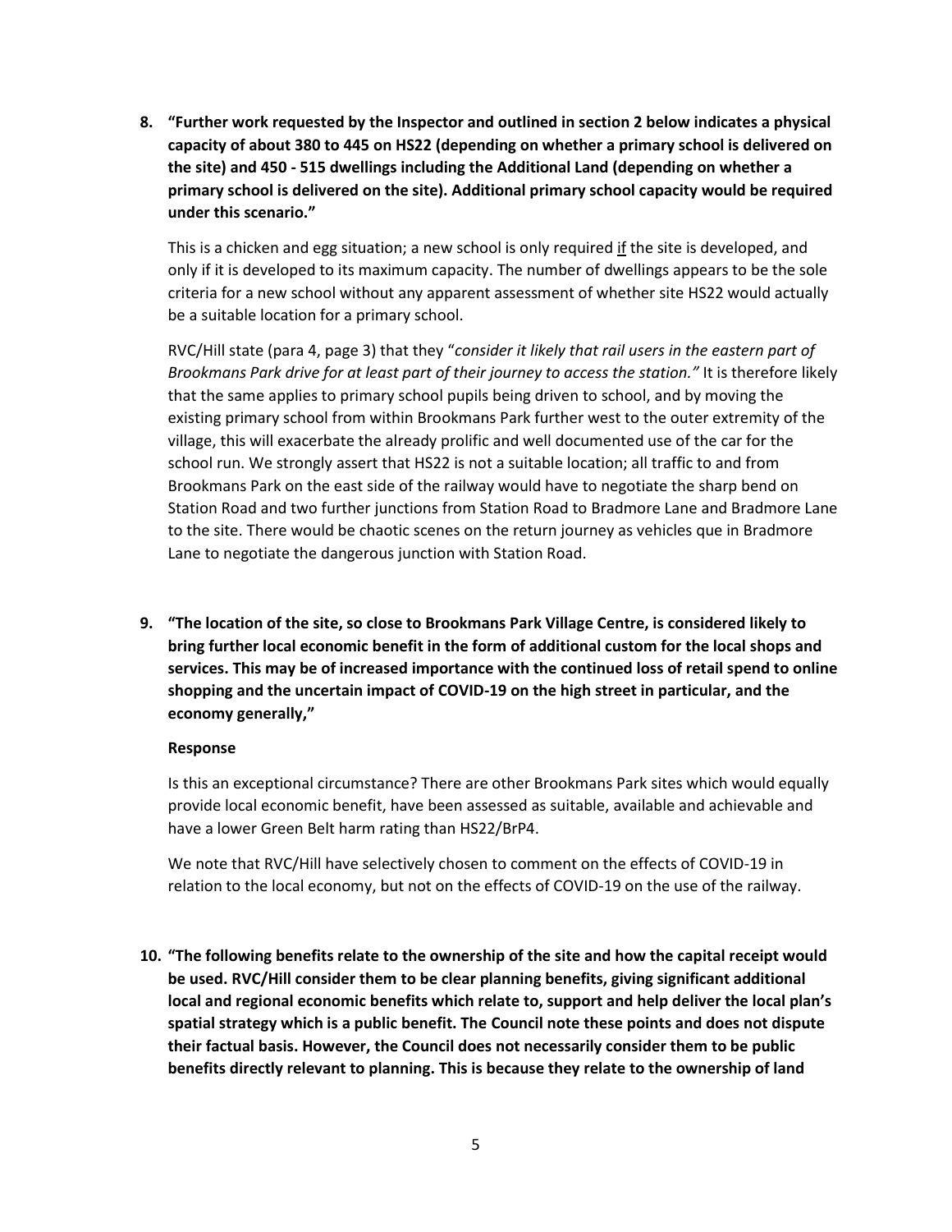**8. "Further work requested by the Inspector and outlined in section 2 below indicates a physical capacity of about 380 to 445 on HS22 (depending on whether a primary school is delivered on the site) and 450 - 515 dwellings including the Additional Land (depending on whether a primary school is delivered on the site). Additional primary school capacity would be required under this scenario."**

This is a chicken and egg situation; a new school is only required if the site is developed, and only if it is developed to its maximum capacity. The number of dwellings appears to be the sole criteria for a new school without any apparent assessment of whether site HS22 would actually be a suitable location for a primary school.

RVC/Hill state (para 4, page 3) that they "*consider it likely that rail users in the eastern part of Brookmans Park drive for at least part of their journey to access the station."* It is therefore likely that the same applies to primary school pupils being driven to school, and by moving the existing primary school from within Brookmans Park further west to the outer extremity of the village, this will exacerbate the already prolific and well documented use of the car for the school run. We strongly assert that HS22 is not a suitable location; all traffic to and from Brookmans Park on the east side of the railway would have to negotiate the sharp bend on Station Road and two further junctions from Station Road to Bradmore Lane and Bradmore Lane to the site. There would be chaotic scenes on the return journey as vehicles que in Bradmore Lane to negotiate the dangerous junction with Station Road.

**9. "The location of the site, so close to Brookmans Park Village Centre, is considered likely to bring further local economic benefit in the form of additional custom for the local shops and services. This may be of increased importance with the continued loss of retail spend to online shopping and the uncertain impact of COVID-19 on the high street in particular, and the economy generally,"**

**Response**

Is this an exceptional circumstance? There are other Brookmans Park sites which would equally provide local economic benefit, have been assessed as suitable, available and achievable and have a lower Green Belt harm rating than HS22/BrP4.

We note that RVC/Hill have selectively chosen to comment on the effects of COVID-19 in relation to the local economy, but not on the effects of COVID-19 on the use of the railway.

**10. "The following benefits relate to the ownership of the site and how the capital receipt would be used. RVC/Hill consider them to be clear planning benefits, giving significant additional local and regional economic benefits which relate to, support and help deliver the local plan's spatial strategy which is a public benefit. The Council note these points and does not dispute their factual basis. However, the Council does not necessarily consider them to be public benefits directly relevant to planning. This is because they relate to the ownership of land**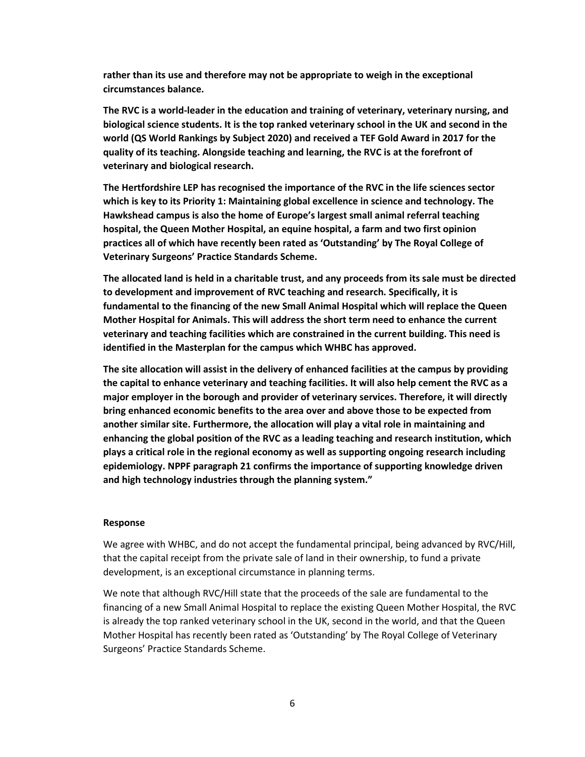**rather than its use and therefore may not be appropriate to weigh in the exceptional circumstances balance.**

**The RVC is a world-leader in the education and training of veterinary, veterinary nursing, and biological science students. It is the top ranked veterinary school in the UK and second in the world (QS World Rankings by Subject 2020) and received a TEF Gold Award in 2017 for the quality of its teaching. Alongside teaching and learning, the RVC is at the forefront of veterinary and biological research.**

**The Hertfordshire LEP has recognised the importance of the RVC in the life sciences sector which is key to its Priority 1: Maintaining global excellence in science and technology. The Hawkshead campus is also the home of Europe's largest small animal referral teaching hospital, the Queen Mother Hospital, an equine hospital, a farm and two first opinion practices all of which have recently been rated as 'Outstanding' by The Royal College of Veterinary Surgeons' Practice Standards Scheme.**

**The allocated land is held in a charitable trust, and any proceeds from its sale must be directed to development and improvement of RVC teaching and research. Specifically, it is fundamental to the financing of the new Small Animal Hospital which will replace the Queen Mother Hospital for Animals. This will address the short term need to enhance the current veterinary and teaching facilities which are constrained in the current building. This need is identified in the Masterplan for the campus which WHBC has approved.**

**The site allocation will assist in the delivery of enhanced facilities at the campus by providing the capital to enhance veterinary and teaching facilities. It will also help cement the RVC as a major employer in the borough and provider of veterinary services. Therefore, it will directly bring enhanced economic benefits to the area over and above those to be expected from another similar site. Furthermore, the allocation will play a vital role in maintaining and enhancing the global position of the RVC as a leading teaching and research institution, which plays a critical role in the regional economy as well as supporting ongoing research including epidemiology. NPPF paragraph 21 confirms the importance of supporting knowledge driven and high technology industries through the planning system."**

**Response**

We agree with WHBC, and do not accept the fundamental principal, being advanced by RVC/Hill, that the capital receipt from the private sale of land in their ownership, to fund a private development, is an exceptional circumstance in planning terms.

We note that although RVC/Hill state that the proceeds of the sale are fundamental to the financing of a new Small Animal Hospital to replace the existing Queen Mother Hospital, the RVC is already the top ranked veterinary school in the UK, second in the world, and that the Queen Mother Hospital has recently been rated as 'Outstanding' by The Royal College of Veterinary Surgeons' Practice Standards Scheme.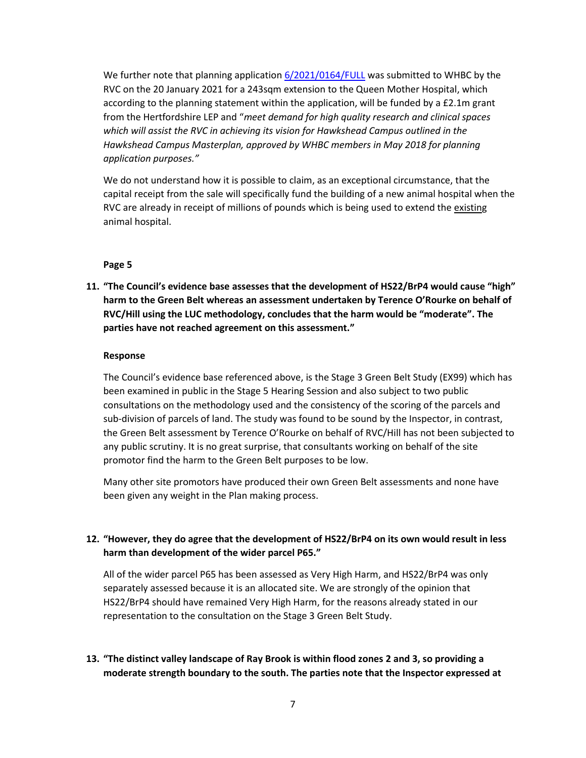We further note that planning application [6/2021/0164/FULL]() was submitted to WHBC by the RVC on the 20 January 2021 for a 243sqm extension to the Queen Mother Hospital, which according to the planning statement within the application, will be funded by a £2.1m grant from the Hertfordshire LEP and "*meet demand for high quality research and clinical spaces which will assist the RVC in achieving its vision for Hawkshead Campus outlined in the Hawkshead Campus Masterplan, approved by WHBC members in May 2018 for planning application purposes."*

We do not understand how it is possible to claim, as an exceptional circumstance, that the capital receipt from the sale will specifically fund the building of a new animal hospital when the RVC are already in receipt of millions of pounds which is being used to extend the existing animal hospital.

**Page 5**

**11. "The Council's evidence base assesses that the development of HS22/BrP4 would cause "high" harm to the Green Belt whereas an assessment undertaken by Terence O'Rourke on behalf of RVC/Hill using the LUC methodology, concludes that the harm would be "moderate". The parties have not reached agreement on this assessment."**

**Response**

The Council's evidence base referenced above, is the Stage 3 Green Belt Study (EX99) which has been examined in public in the Stage 5 Hearing Session and also subject to two public consultations on the methodology used and the consistency of the scoring of the parcels and sub-division of parcels of land. The study was found to be sound by the Inspector, in contrast, the Green Belt assessment by Terence O'Rourke on behalf of RVC/Hill has not been subjected to any public scrutiny. It is no great surprise, that consultants working on behalf of the site promotor find the harm to the Green Belt purposes to be low.

Many other site promotors have produced their own Green Belt assessments and none have been given any weight in the Plan making process.

**12. "However, they do agree that the development of HS22/BrP4 on its own would result in less harm than development of the wider parcel P65."**

All of the wider parcel P65 has been assessed as Very High Harm, and HS22/BrP4 was only separately assessed because it is an allocated site. We are strongly of the opinion that HS22/BrP4 should have remained Very High Harm, for the reasons already stated in our representation to the consultation on the Stage 3 Green Belt Study.

**13. "The distinct valley landscape of Ray Brook is within flood zones 2 and 3, so providing a moderate strength boundary to the south. The parties note that the Inspector expressed at**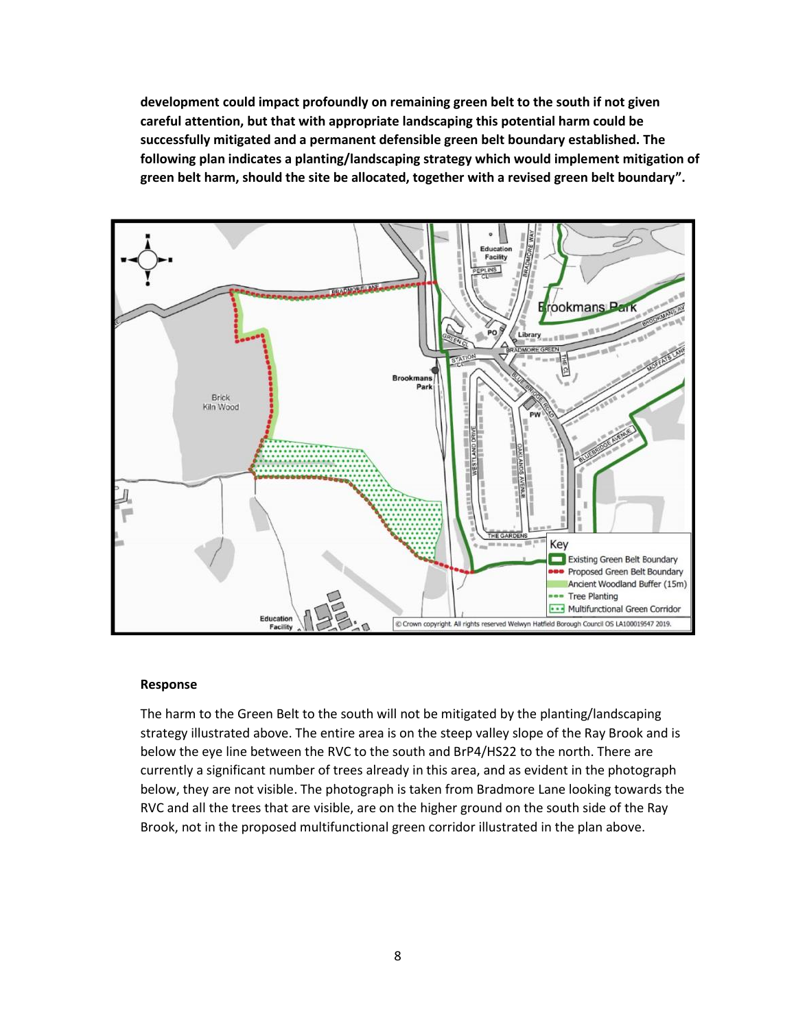**development could impact profoundly on remaining green belt to the south if not given careful attention, but that with appropriate landscaping this potential harm could be successfully mitigated and a permanent defensible green belt boundary established. The following plan indicates a planting/landscaping strategy which would implement mitigation of green belt harm, should the site be allocated, together with a revised green belt boundary".**

Key
Existing Green Belt Boundary
Proposed Green Belt Boundary
Ancient Woodland Buffer (15m)
Tree Planting
Multifunctional Green Corridor

© Crown copyright. All rights reserved Welwyn Hatfield Borough Council OS LA100019547 2019.

**Response**

The harm to the Green Belt to the south will not be mitigated by the planting/landscaping strategy illustrated above. The entire area is on the steep valley slope of the Ray Brook and is below the eye line between the RVC to the south and BrP4/HS22 to the north. There are currently a significant number of trees already in this area, and as evident in the photograph below, they are not visible. The photograph is taken from Bradmore Lane looking towards the RVC and all the trees that are visible, are on the higher ground on the south side of the Ray Brook, not in the proposed multifunctional green corridor illustrated in the plan above.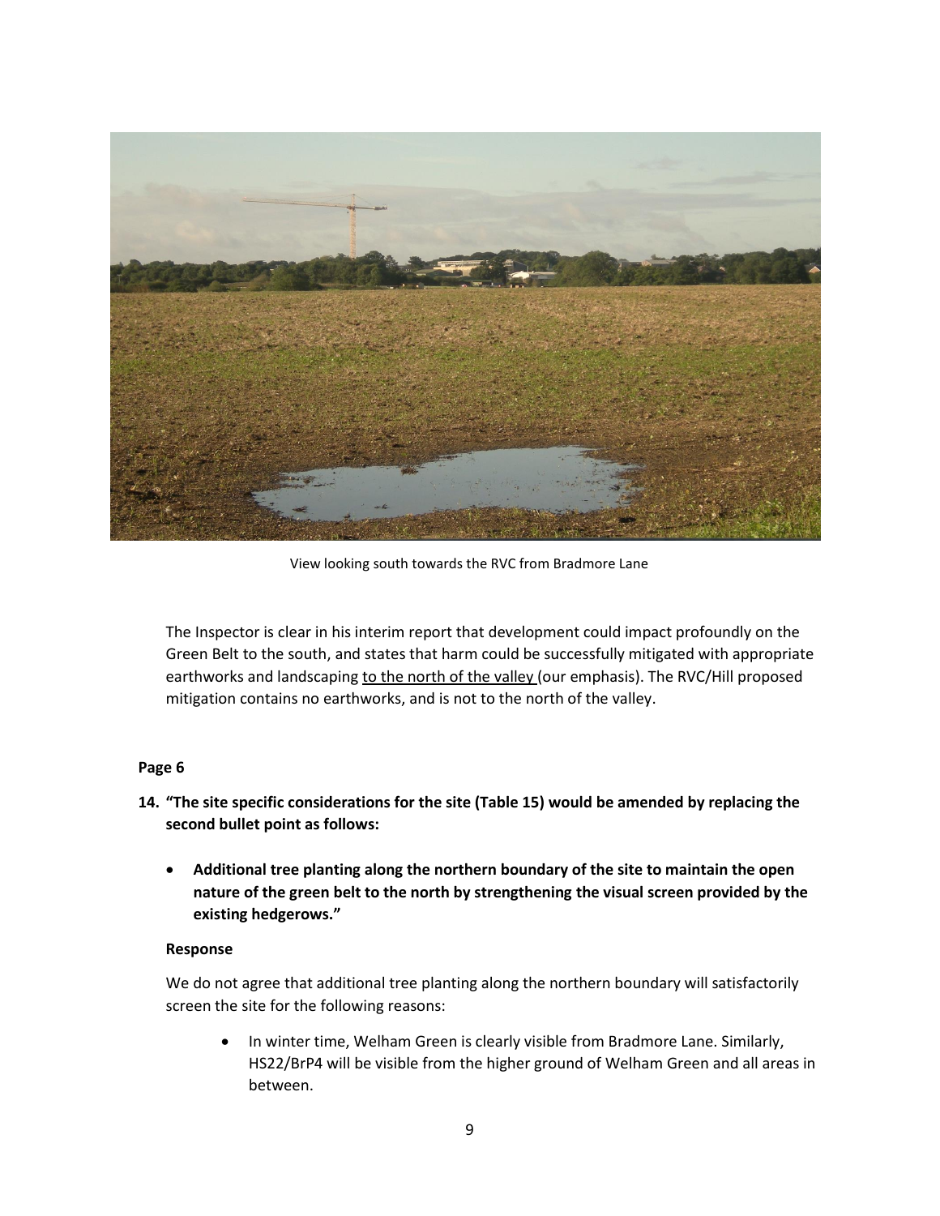View looking south towards the RVC from Bradmore Lane

The Inspector is clear in his interim report that development could impact profoundly on the Green Belt to the south, and states that harm could be successfully mitigated with appropriate earthworks and landscaping to the north of the valley (our emphasis). The RVC/Hill proposed mitigation contains no earthworks, and is not to the north of the valley.

**Page 6**

**14. "The site specific considerations for the site (Table 15) would be amended by replacing the second bullet point as follows:**

- **Additional tree planting along the northern boundary of the site to maintain the open nature of the green belt to the north by strengthening the visual screen provided by the existing hedgerows."**

**Response**

We do not agree that additional tree planting along the northern boundary will satisfactorily screen the site for the following reasons:

- In winter time, Welham Green is clearly visible from Bradmore Lane. Similarly, HS22/BrP4 will be visible from the higher ground of Welham Green and all areas in between.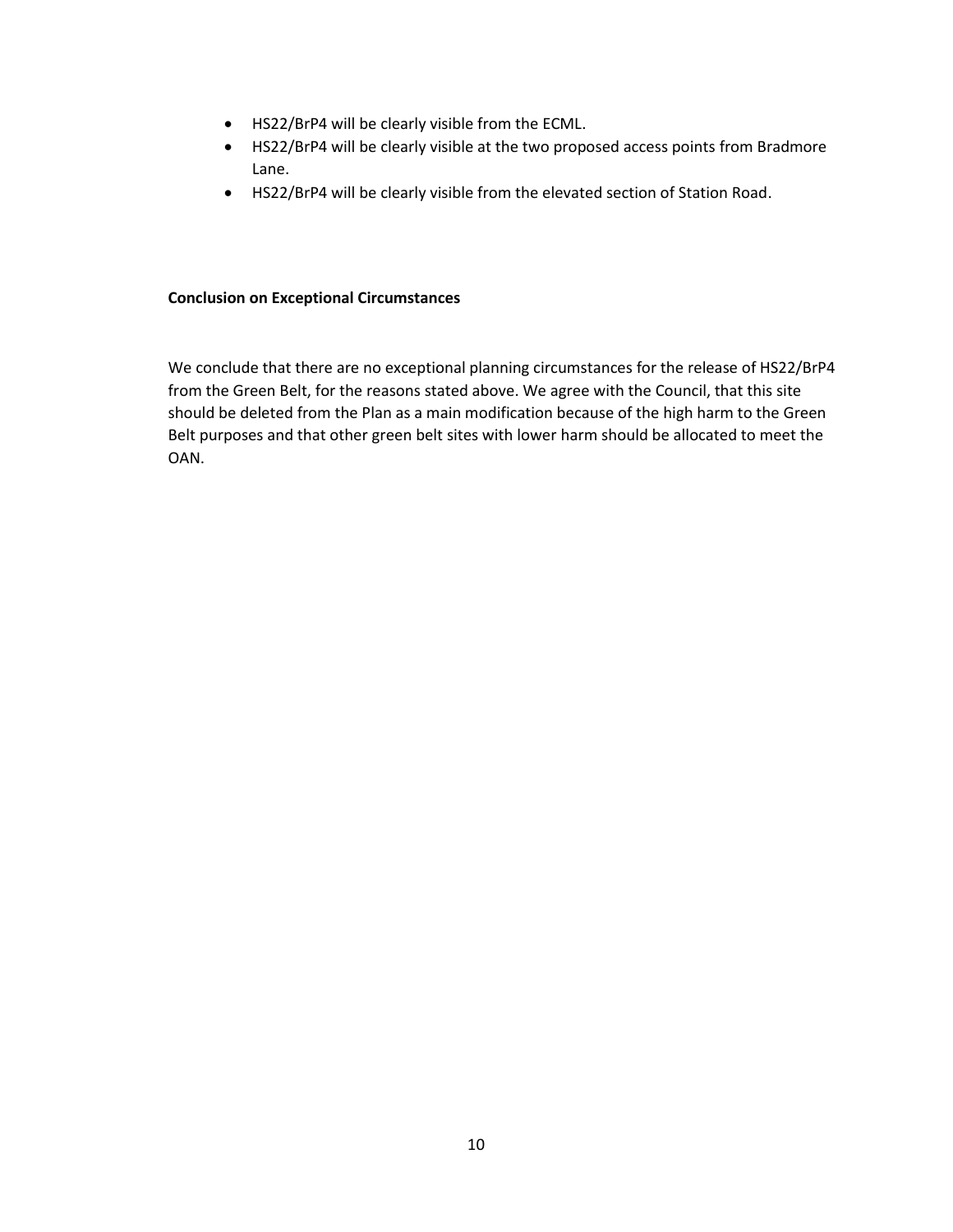- HS22/BrP4 will be clearly visible from the ECML.
- HS22/BrP4 will be clearly visible at the two proposed access points from Bradmore Lane.
- HS22/BrP4 will be clearly visible from the elevated section of Station Road.

**Conclusion on Exceptional Circumstances**

We conclude that there are no exceptional planning circumstances for the release of HS22/BrP4 from the Green Belt, for the reasons stated above. We agree with the Council, that this site should be deleted from the Plan as a main modification because of the high harm to the Green Belt purposes and that other green belt sites with lower harm should be allocated to meet the OAN.